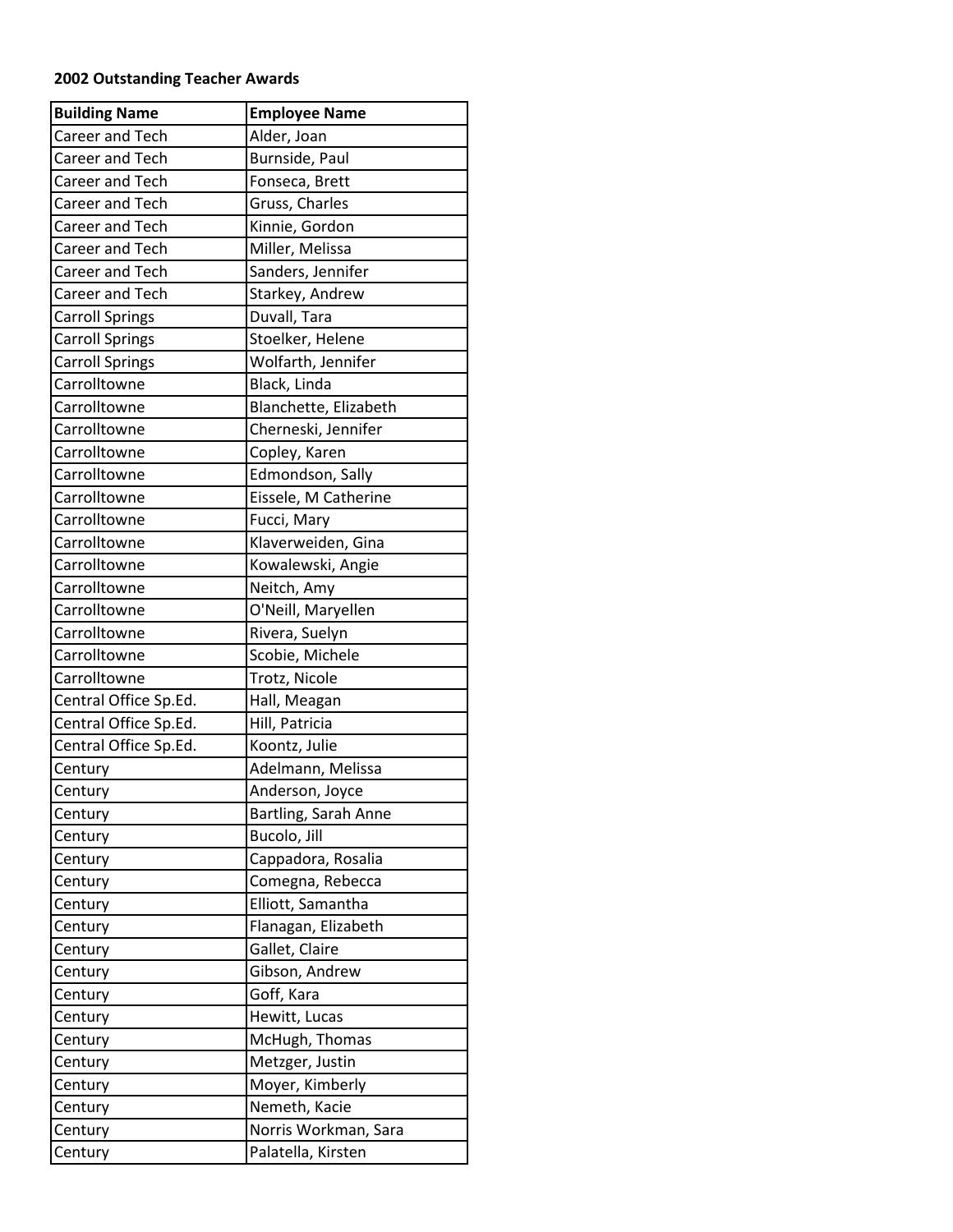**2002 Outstanding Teacher Awards**

| Building Name | Employee Name |
|---|---|
| Career and Tech | Alder, Joan |
| Career and Tech | Burnside, Paul |
| Career and Tech | Fonseca, Brett |
| Career and Tech | Gruss, Charles |
| Career and Tech | Kinnie, Gordon |
| Career and Tech | Miller, Melissa |
| Career and Tech | Sanders, Jennifer |
| Career and Tech | Starkey, Andrew |
| Carroll Springs | Duvall, Tara |
| Carroll Springs | Stoelker, Helene |
| Carroll Springs | Wolfarth, Jennifer |
| Carrolltowne | Black, Linda |
| Carrolltowne | Blanchette, Elizabeth |
| Carrolltowne | Cherneski, Jennifer |
| Carrolltowne | Copley, Karen |
| Carrolltowne | Edmondson, Sally |
| Carrolltowne | Eissele, M Catherine |
| Carrolltowne | Fucci, Mary |
| Carrolltowne | Klaverweiden, Gina |
| Carrolltowne | Kowalewski, Angie |
| Carrolltowne | Neitch, Amy |
| Carrolltowne | O'Neill, Maryellen |
| Carrolltowne | Rivera, Suelyn |
| Carrolltowne | Scobie, Michele |
| Carrolltowne | Trotz, Nicole |
| Central Office Sp.Ed. | Hall, Meagan |
| Central Office Sp.Ed. | Hill, Patricia |
| Central Office Sp.Ed. | Koontz, Julie |
| Century | Adelmann, Melissa |
| Century | Anderson, Joyce |
| Century | Bartling, Sarah Anne |
| Century | Bucolo, Jill |
| Century | Cappadora, Rosalia |
| Century | Comegna, Rebecca |
| Century | Elliott, Samantha |
| Century | Flanagan, Elizabeth |
| Century | Gallet, Claire |
| Century | Gibson, Andrew |
| Century | Goff, Kara |
| Century | Hewitt, Lucas |
| Century | McHugh, Thomas |
| Century | Metzger, Justin |
| Century | Moyer, Kimberly |
| Century | Nemeth, Kacie |
| Century | Norris Workman, Sara |
| Century | Palatella, Kirsten |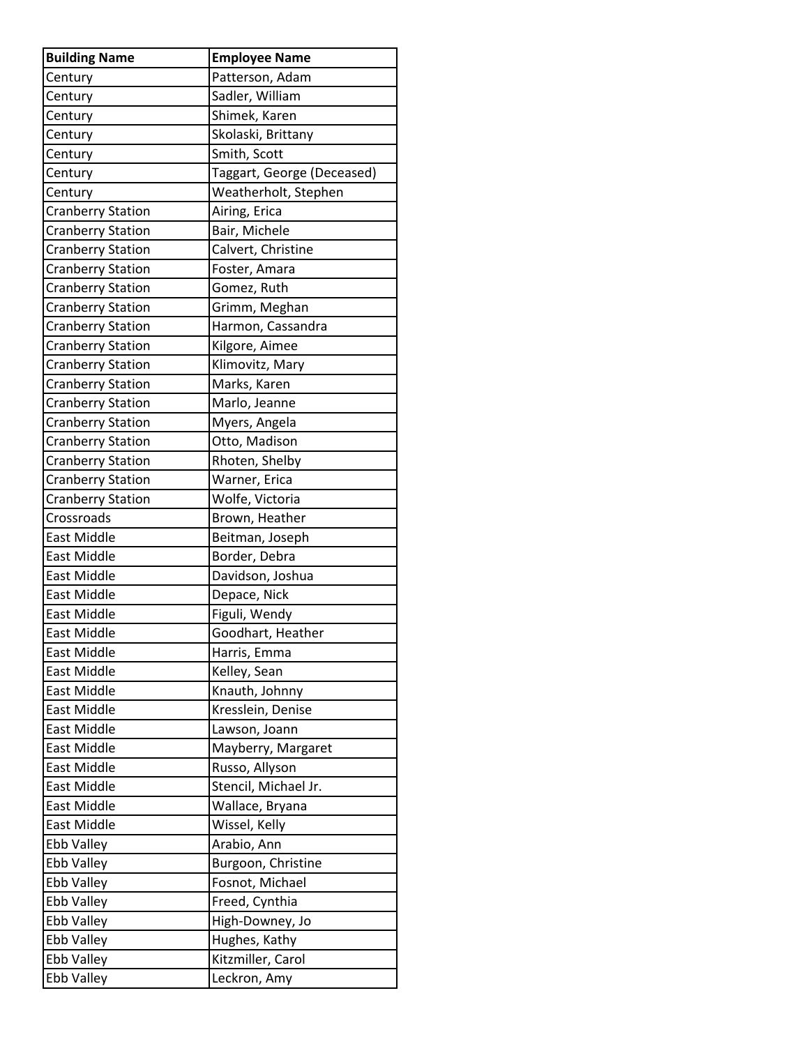| Building Name | Employee Name |
| --- | --- |
| Century | Patterson, Adam |
| Century | Sadler, William |
| Century | Shimek, Karen |
| Century | Skolaski, Brittany |
| Century | Smith, Scott |
| Century | Taggart, George (Deceased) |
| Century | Weatherholt, Stephen |
| Cranberry Station | Airing, Erica |
| Cranberry Station | Bair, Michele |
| Cranberry Station | Calvert, Christine |
| Cranberry Station | Foster, Amara |
| Cranberry Station | Gomez, Ruth |
| Cranberry Station | Grimm, Meghan |
| Cranberry Station | Harmon, Cassandra |
| Cranberry Station | Kilgore, Aimee |
| Cranberry Station | Klimovitz, Mary |
| Cranberry Station | Marks, Karen |
| Cranberry Station | Marlo, Jeanne |
| Cranberry Station | Myers, Angela |
| Cranberry Station | Otto, Madison |
| Cranberry Station | Rhoten, Shelby |
| Cranberry Station | Warner, Erica |
| Cranberry Station | Wolfe, Victoria |
| Crossroads | Brown, Heather |
| East Middle | Beitman, Joseph |
| East Middle | Border, Debra |
| East Middle | Davidson, Joshua |
| East Middle | Depace, Nick |
| East Middle | Figuli, Wendy |
| East Middle | Goodhart, Heather |
| East Middle | Harris, Emma |
| East Middle | Kelley, Sean |
| East Middle | Knauth, Johnny |
| East Middle | Kresslein, Denise |
| East Middle | Lawson, Joann |
| East Middle | Mayberry, Margaret |
| East Middle | Russo, Allyson |
| East Middle | Stencil, Michael Jr. |
| East Middle | Wallace, Bryana |
| East Middle | Wissel, Kelly |
| Ebb Valley | Arabio, Ann |
| Ebb Valley | Burgoon, Christine |
| Ebb Valley | Fosnot, Michael |
| Ebb Valley | Freed, Cynthia |
| Ebb Valley | High-Downey, Jo |
| Ebb Valley | Hughes, Kathy |
| Ebb Valley | Kitzmiller, Carol |
| Ebb Valley | Leckron, Amy |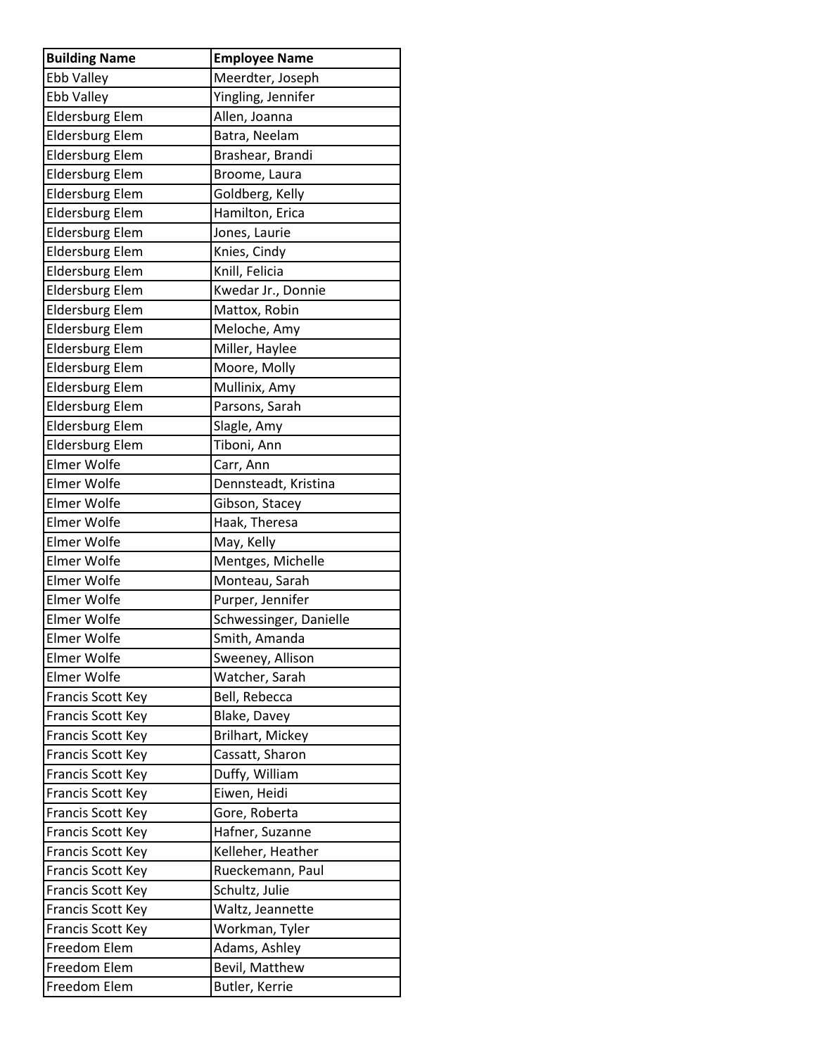| Building Name | Employee Name |
|---|---|
| Ebb Valley | Meerdter, Joseph |
| Ebb Valley | Yingling, Jennifer |
| Eldersburg Elem | Allen, Joanna |
| Eldersburg Elem | Batra, Neelam |
| Eldersburg Elem | Brashear, Brandi |
| Eldersburg Elem | Broome, Laura |
| Eldersburg Elem | Goldberg, Kelly |
| Eldersburg Elem | Hamilton, Erica |
| Eldersburg Elem | Jones, Laurie |
| Eldersburg Elem | Knies, Cindy |
| Eldersburg Elem | Knill, Felicia |
| Eldersburg Elem | Kwedar Jr., Donnie |
| Eldersburg Elem | Mattox, Robin |
| Eldersburg Elem | Meloche, Amy |
| Eldersburg Elem | Miller, Haylee |
| Eldersburg Elem | Moore, Molly |
| Eldersburg Elem | Mullinix, Amy |
| Eldersburg Elem | Parsons, Sarah |
| Eldersburg Elem | Slagle, Amy |
| Eldersburg Elem | Tiboni, Ann |
| Elmer Wolfe | Carr, Ann |
| Elmer Wolfe | Dennsteadt, Kristina |
| Elmer Wolfe | Gibson, Stacey |
| Elmer Wolfe | Haak, Theresa |
| Elmer Wolfe | May, Kelly |
| Elmer Wolfe | Mentges, Michelle |
| Elmer Wolfe | Monteau, Sarah |
| Elmer Wolfe | Purper, Jennifer |
| Elmer Wolfe | Schwessinger, Danielle |
| Elmer Wolfe | Smith, Amanda |
| Elmer Wolfe | Sweeney, Allison |
| Elmer Wolfe | Watcher, Sarah |
| Francis Scott Key | Bell, Rebecca |
| Francis Scott Key | Blake, Davey |
| Francis Scott Key | Brilhart, Mickey |
| Francis Scott Key | Cassatt, Sharon |
| Francis Scott Key | Duffy, William |
| Francis Scott Key | Eiwen, Heidi |
| Francis Scott Key | Gore, Roberta |
| Francis Scott Key | Hafner, Suzanne |
| Francis Scott Key | Kelleher, Heather |
| Francis Scott Key | Rueckemann, Paul |
| Francis Scott Key | Schultz, Julie |
| Francis Scott Key | Waltz, Jeannette |
| Francis Scott Key | Workman, Tyler |
| Freedom Elem | Adams, Ashley |
| Freedom Elem | Bevil, Matthew |
| Freedom Elem | Butler, Kerrie |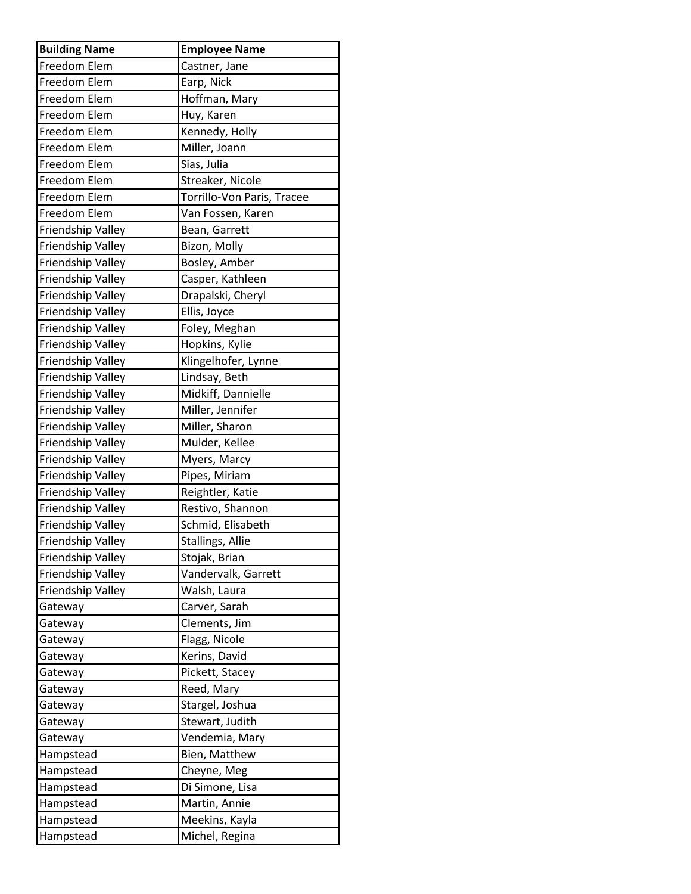| Building Name | Employee Name |
|---|---|
| Freedom Elem | Castner, Jane |
| Freedom Elem | Earp, Nick |
| Freedom Elem | Hoffman, Mary |
| Freedom Elem | Huy, Karen |
| Freedom Elem | Kennedy, Holly |
| Freedom Elem | Miller, Joann |
| Freedom Elem | Sias, Julia |
| Freedom Elem | Streaker, Nicole |
| Freedom Elem | Torrillo-Von Paris, Tracee |
| Freedom Elem | Van Fossen, Karen |
| Friendship Valley | Bean, Garrett |
| Friendship Valley | Bizon, Molly |
| Friendship Valley | Bosley, Amber |
| Friendship Valley | Casper, Kathleen |
| Friendship Valley | Drapalski, Cheryl |
| Friendship Valley | Ellis, Joyce |
| Friendship Valley | Foley, Meghan |
| Friendship Valley | Hopkins, Kylie |
| Friendship Valley | Klingelhofer, Lynne |
| Friendship Valley | Lindsay, Beth |
| Friendship Valley | Midkiff, Dannielle |
| Friendship Valley | Miller, Jennifer |
| Friendship Valley | Miller, Sharon |
| Friendship Valley | Mulder, Kellee |
| Friendship Valley | Myers, Marcy |
| Friendship Valley | Pipes, Miriam |
| Friendship Valley | Reightler, Katie |
| Friendship Valley | Restivo, Shannon |
| Friendship Valley | Schmid, Elisabeth |
| Friendship Valley | Stallings, Allie |
| Friendship Valley | Stojak, Brian |
| Friendship Valley | Vandervalk, Garrett |
| Friendship Valley | Walsh, Laura |
| Gateway | Carver, Sarah |
| Gateway | Clements, Jim |
| Gateway | Flagg, Nicole |
| Gateway | Kerins, David |
| Gateway | Pickett, Stacey |
| Gateway | Reed, Mary |
| Gateway | Stargel, Joshua |
| Gateway | Stewart, Judith |
| Gateway | Vendemia, Mary |
| Hampstead | Bien, Matthew |
| Hampstead | Cheyne, Meg |
| Hampstead | Di Simone, Lisa |
| Hampstead | Martin, Annie |
| Hampstead | Meekins, Kayla |
| Hampstead | Michel, Regina |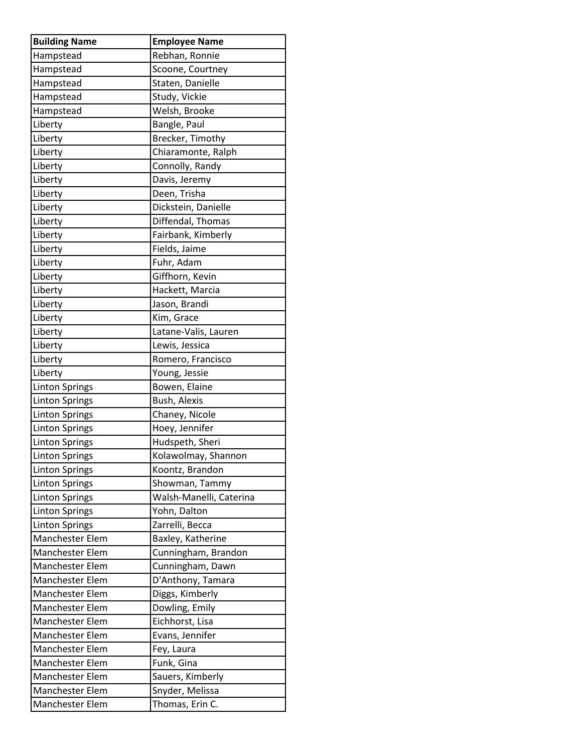| Building Name | Employee Name |
| --- | --- |
| Hampstead | Rebhan, Ronnie |
| Hampstead | Scoone, Courtney |
| Hampstead | Staten, Danielle |
| Hampstead | Study, Vickie |
| Hampstead | Welsh, Brooke |
| Liberty | Bangle, Paul |
| Liberty | Brecker, Timothy |
| Liberty | Chiaramonte, Ralph |
| Liberty | Connolly, Randy |
| Liberty | Davis, Jeremy |
| Liberty | Deen, Trisha |
| Liberty | Dickstein, Danielle |
| Liberty | Diffendal, Thomas |
| Liberty | Fairbank, Kimberly |
| Liberty | Fields, Jaime |
| Liberty | Fuhr, Adam |
| Liberty | Giffhorn, Kevin |
| Liberty | Hackett, Marcia |
| Liberty | Jason, Brandi |
| Liberty | Kim, Grace |
| Liberty | Latane-Valis, Lauren |
| Liberty | Lewis, Jessica |
| Liberty | Romero, Francisco |
| Liberty | Young, Jessie |
| Linton Springs | Bowen, Elaine |
| Linton Springs | Bush, Alexis |
| Linton Springs | Chaney, Nicole |
| Linton Springs | Hoey, Jennifer |
| Linton Springs | Hudspeth, Sheri |
| Linton Springs | Kolawolmay, Shannon |
| Linton Springs | Koontz, Brandon |
| Linton Springs | Showman, Tammy |
| Linton Springs | Walsh-Manelli, Caterina |
| Linton Springs | Yohn, Dalton |
| Linton Springs | Zarrelli, Becca |
| Manchester Elem | Baxley, Katherine |
| Manchester Elem | Cunningham, Brandon |
| Manchester Elem | Cunningham, Dawn |
| Manchester Elem | D'Anthony, Tamara |
| Manchester Elem | Diggs, Kimberly |
| Manchester Elem | Dowling, Emily |
| Manchester Elem | Eichhorst, Lisa |
| Manchester Elem | Evans, Jennifer |
| Manchester Elem | Fey, Laura |
| Manchester Elem | Funk, Gina |
| Manchester Elem | Sauers, Kimberly |
| Manchester Elem | Snyder, Melissa |
| Manchester Elem | Thomas, Erin C. |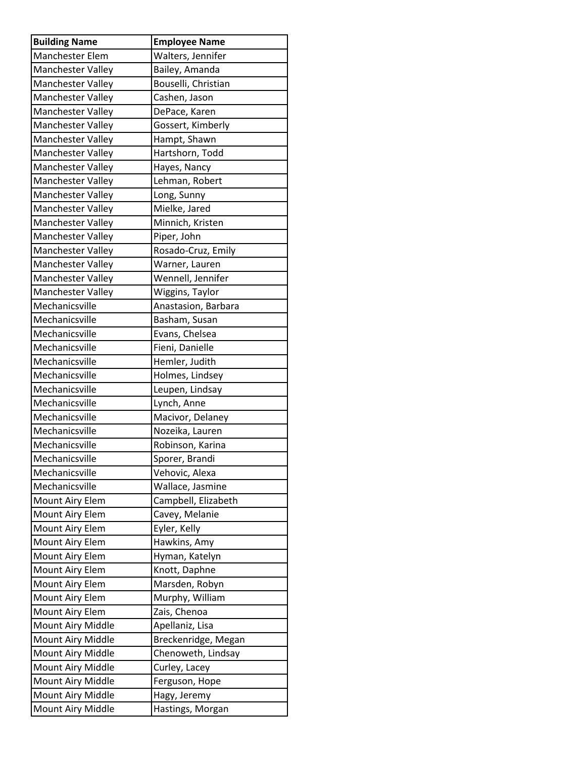| Building Name | Employee Name |
| --- | --- |
| Manchester Elem | Walters, Jennifer |
| Manchester Valley | Bailey, Amanda |
| Manchester Valley | Bouselli, Christian |
| Manchester Valley | Cashen, Jason |
| Manchester Valley | DePace, Karen |
| Manchester Valley | Gossert, Kimberly |
| Manchester Valley | Hampt, Shawn |
| Manchester Valley | Hartshorn, Todd |
| Manchester Valley | Hayes, Nancy |
| Manchester Valley | Lehman, Robert |
| Manchester Valley | Long, Sunny |
| Manchester Valley | Mielke, Jared |
| Manchester Valley | Minnich, Kristen |
| Manchester Valley | Piper, John |
| Manchester Valley | Rosado-Cruz, Emily |
| Manchester Valley | Warner, Lauren |
| Manchester Valley | Wennell, Jennifer |
| Manchester Valley | Wiggins, Taylor |
| Mechanicsville | Anastasion, Barbara |
| Mechanicsville | Basham, Susan |
| Mechanicsville | Evans, Chelsea |
| Mechanicsville | Fieni, Danielle |
| Mechanicsville | Hemler, Judith |
| Mechanicsville | Holmes, Lindsey |
| Mechanicsville | Leupen, Lindsay |
| Mechanicsville | Lynch, Anne |
| Mechanicsville | Macivor, Delaney |
| Mechanicsville | Nozeika, Lauren |
| Mechanicsville | Robinson, Karina |
| Mechanicsville | Sporer, Brandi |
| Mechanicsville | Vehovic, Alexa |
| Mechanicsville | Wallace, Jasmine |
| Mount Airy Elem | Campbell, Elizabeth |
| Mount Airy Elem | Cavey, Melanie |
| Mount Airy Elem | Eyler, Kelly |
| Mount Airy Elem | Hawkins, Amy |
| Mount Airy Elem | Hyman, Katelyn |
| Mount Airy Elem | Knott, Daphne |
| Mount Airy Elem | Marsden, Robyn |
| Mount Airy Elem | Murphy, William |
| Mount Airy Elem | Zais, Chenoa |
| Mount Airy Middle | Apellaniz, Lisa |
| Mount Airy Middle | Breckenridge, Megan |
| Mount Airy Middle | Chenoweth, Lindsay |
| Mount Airy Middle | Curley, Lacey |
| Mount Airy Middle | Ferguson, Hope |
| Mount Airy Middle | Hagy, Jeremy |
| Mount Airy Middle | Hastings, Morgan |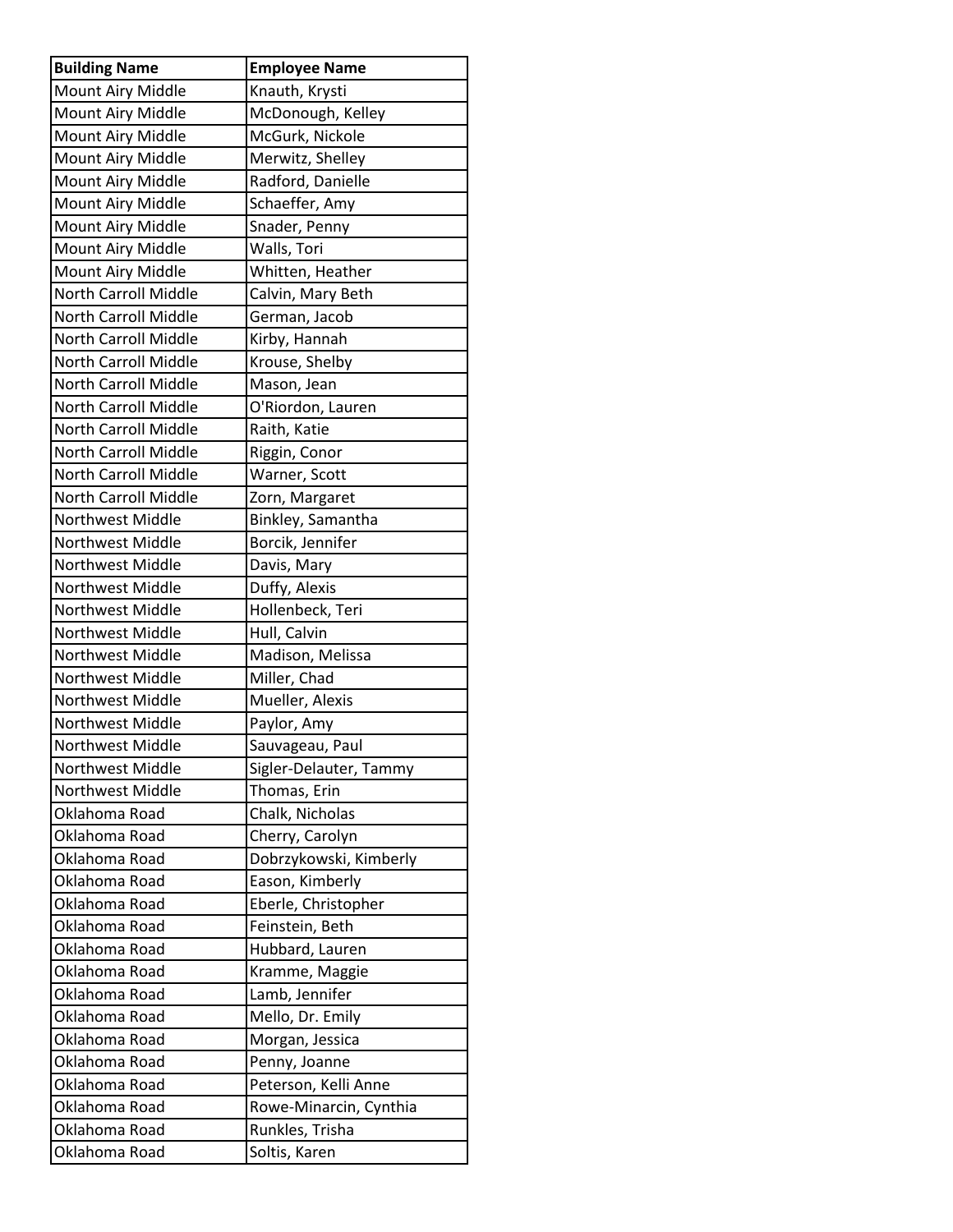| Building Name | Employee Name |
| --- | --- |
| Mount Airy Middle | Knauth, Krysti |
| Mount Airy Middle | McDonough, Kelley |
| Mount Airy Middle | McGurk, Nickole |
| Mount Airy Middle | Merwitz, Shelley |
| Mount Airy Middle | Radford, Danielle |
| Mount Airy Middle | Schaeffer, Amy |
| Mount Airy Middle | Snader, Penny |
| Mount Airy Middle | Walls, Tori |
| Mount Airy Middle | Whitten, Heather |
| North Carroll Middle | Calvin, Mary Beth |
| North Carroll Middle | German, Jacob |
| North Carroll Middle | Kirby, Hannah |
| North Carroll Middle | Krouse, Shelby |
| North Carroll Middle | Mason, Jean |
| North Carroll Middle | O'Riordon, Lauren |
| North Carroll Middle | Raith, Katie |
| North Carroll Middle | Riggin, Conor |
| North Carroll Middle | Warner, Scott |
| North Carroll Middle | Zorn, Margaret |
| Northwest Middle | Binkley, Samantha |
| Northwest Middle | Borcik, Jennifer |
| Northwest Middle | Davis, Mary |
| Northwest Middle | Duffy, Alexis |
| Northwest Middle | Hollenbeck, Teri |
| Northwest Middle | Hull, Calvin |
| Northwest Middle | Madison, Melissa |
| Northwest Middle | Miller, Chad |
| Northwest Middle | Mueller, Alexis |
| Northwest Middle | Paylor, Amy |
| Northwest Middle | Sauvageau, Paul |
| Northwest Middle | Sigler-Delauter, Tammy |
| Northwest Middle | Thomas, Erin |
| Oklahoma Road | Chalk, Nicholas |
| Oklahoma Road | Cherry, Carolyn |
| Oklahoma Road | Dobrzykowski, Kimberly |
| Oklahoma Road | Eason, Kimberly |
| Oklahoma Road | Eberle, Christopher |
| Oklahoma Road | Feinstein, Beth |
| Oklahoma Road | Hubbard, Lauren |
| Oklahoma Road | Kramme, Maggie |
| Oklahoma Road | Lamb, Jennifer |
| Oklahoma Road | Mello, Dr. Emily |
| Oklahoma Road | Morgan, Jessica |
| Oklahoma Road | Penny, Joanne |
| Oklahoma Road | Peterson, Kelli Anne |
| Oklahoma Road | Rowe-Minarcin, Cynthia |
| Oklahoma Road | Runkles, Trisha |
| Oklahoma Road | Soltis, Karen |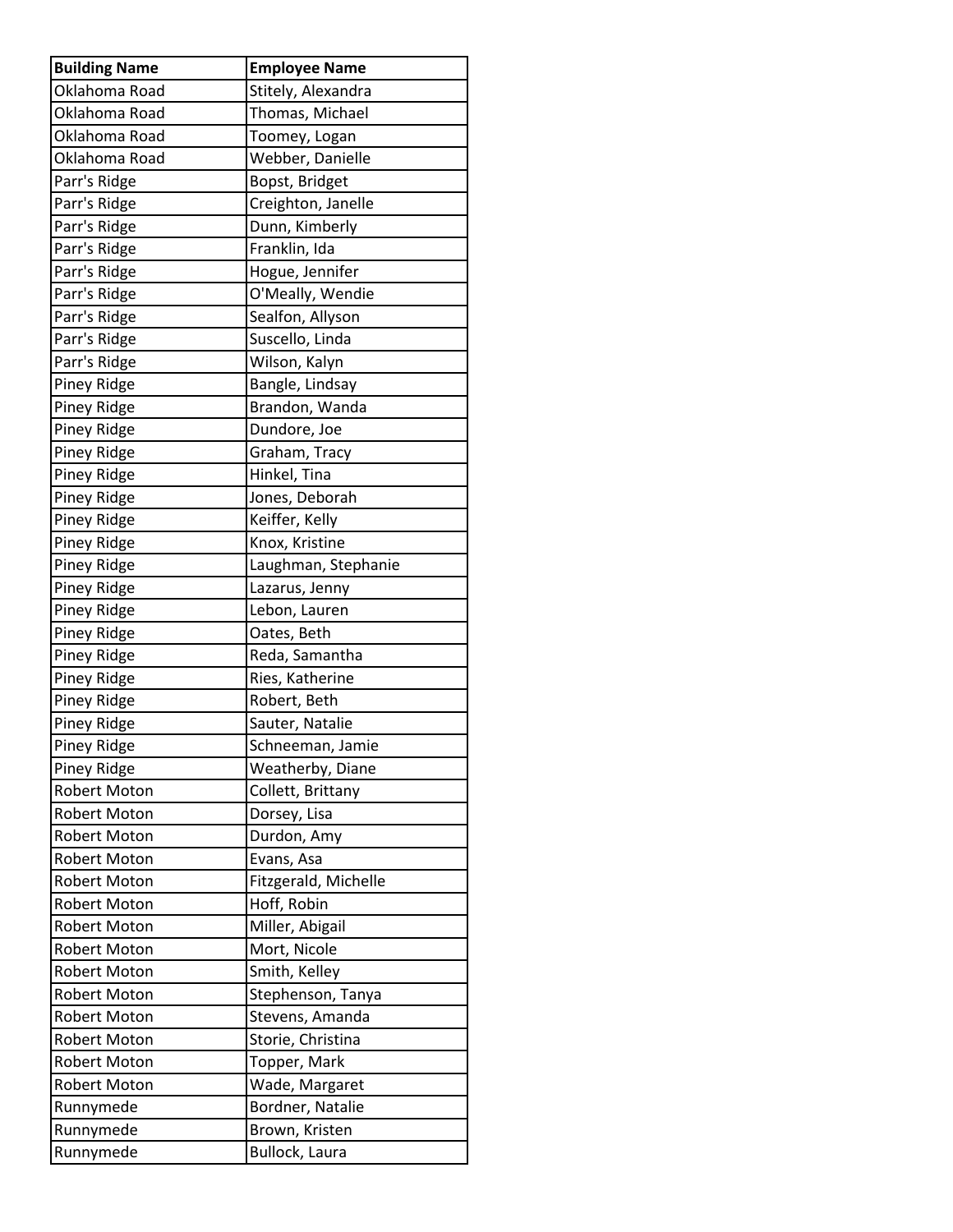| Building Name | Employee Name |
|---|---|
| Oklahoma Road | Stitely, Alexandra |
| Oklahoma Road | Thomas, Michael |
| Oklahoma Road | Toomey, Logan |
| Oklahoma Road | Webber, Danielle |
| Parr's Ridge | Bopst, Bridget |
| Parr's Ridge | Creighton, Janelle |
| Parr's Ridge | Dunn, Kimberly |
| Parr's Ridge | Franklin, Ida |
| Parr's Ridge | Hogue, Jennifer |
| Parr's Ridge | O'Meally, Wendie |
| Parr's Ridge | Sealfon, Allyson |
| Parr's Ridge | Suscello, Linda |
| Parr's Ridge | Wilson, Kalyn |
| Piney Ridge | Bangle, Lindsay |
| Piney Ridge | Brandon, Wanda |
| Piney Ridge | Dundore, Joe |
| Piney Ridge | Graham, Tracy |
| Piney Ridge | Hinkel, Tina |
| Piney Ridge | Jones, Deborah |
| Piney Ridge | Keiffer, Kelly |
| Piney Ridge | Knox, Kristine |
| Piney Ridge | Laughman, Stephanie |
| Piney Ridge | Lazarus, Jenny |
| Piney Ridge | Lebon, Lauren |
| Piney Ridge | Oates, Beth |
| Piney Ridge | Reda, Samantha |
| Piney Ridge | Ries, Katherine |
| Piney Ridge | Robert, Beth |
| Piney Ridge | Sauter, Natalie |
| Piney Ridge | Schneeman, Jamie |
| Piney Ridge | Weatherby, Diane |
| Robert Moton | Collett, Brittany |
| Robert Moton | Dorsey, Lisa |
| Robert Moton | Durdon, Amy |
| Robert Moton | Evans, Asa |
| Robert Moton | Fitzgerald, Michelle |
| Robert Moton | Hoff, Robin |
| Robert Moton | Miller, Abigail |
| Robert Moton | Mort, Nicole |
| Robert Moton | Smith, Kelley |
| Robert Moton | Stephenson, Tanya |
| Robert Moton | Stevens, Amanda |
| Robert Moton | Storie, Christina |
| Robert Moton | Topper, Mark |
| Robert Moton | Wade, Margaret |
| Runnymede | Bordner, Natalie |
| Runnymede | Brown, Kristen |
| Runnymede | Bullock, Laura |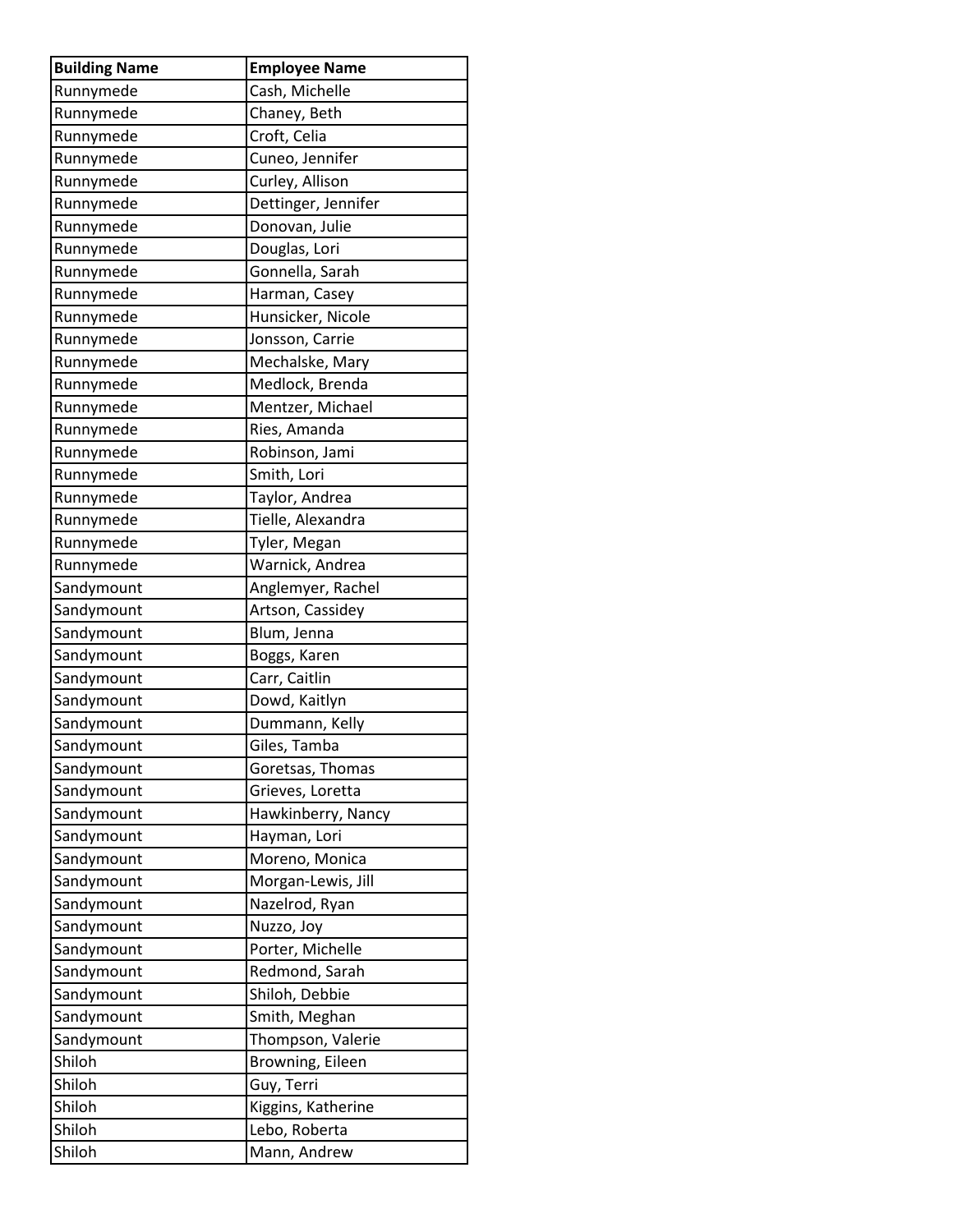| Building Name | Employee Name |
| --- | --- |
| Runnymede | Cash, Michelle |
| Runnymede | Chaney, Beth |
| Runnymede | Croft, Celia |
| Runnymede | Cuneo, Jennifer |
| Runnymede | Curley, Allison |
| Runnymede | Dettinger, Jennifer |
| Runnymede | Donovan, Julie |
| Runnymede | Douglas, Lori |
| Runnymede | Gonnella, Sarah |
| Runnymede | Harman, Casey |
| Runnymede | Hunsicker, Nicole |
| Runnymede | Jonsson, Carrie |
| Runnymede | Mechalske, Mary |
| Runnymede | Medlock, Brenda |
| Runnymede | Mentzer, Michael |
| Runnymede | Ries, Amanda |
| Runnymede | Robinson, Jami |
| Runnymede | Smith, Lori |
| Runnymede | Taylor, Andrea |
| Runnymede | Tielle, Alexandra |
| Runnymede | Tyler, Megan |
| Runnymede | Warnick, Andrea |
| Sandymount | Anglemyer, Rachel |
| Sandymount | Artson, Cassidey |
| Sandymount | Blum, Jenna |
| Sandymount | Boggs, Karen |
| Sandymount | Carr, Caitlin |
| Sandymount | Dowd, Kaitlyn |
| Sandymount | Dummann, Kelly |
| Sandymount | Giles, Tamba |
| Sandymount | Goretsas, Thomas |
| Sandymount | Grieves, Loretta |
| Sandymount | Hawkinberry, Nancy |
| Sandymount | Hayman, Lori |
| Sandymount | Moreno, Monica |
| Sandymount | Morgan-Lewis, Jill |
| Sandymount | Nazelrod, Ryan |
| Sandymount | Nuzzo, Joy |
| Sandymount | Porter, Michelle |
| Sandymount | Redmond, Sarah |
| Sandymount | Shiloh, Debbie |
| Sandymount | Smith, Meghan |
| Sandymount | Thompson, Valerie |
| Shiloh | Browning, Eileen |
| Shiloh | Guy, Terri |
| Shiloh | Kiggins, Katherine |
| Shiloh | Lebo, Roberta |
| Shiloh | Mann, Andrew |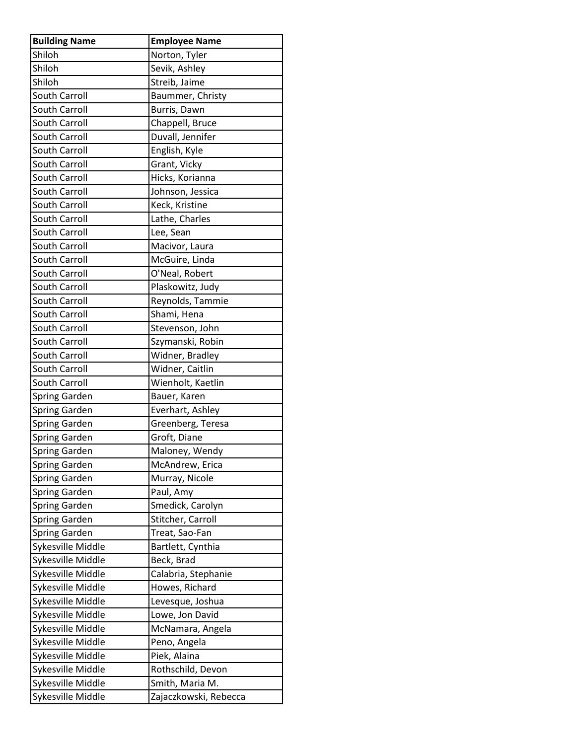| Building Name | Employee Name |
|---|---|
| Shiloh | Norton, Tyler |
| Shiloh | Sevik, Ashley |
| Shiloh | Streib, Jaime |
| South Carroll | Baummer, Christy |
| South Carroll | Burris, Dawn |
| South Carroll | Chappell, Bruce |
| South Carroll | Duvall, Jennifer |
| South Carroll | English, Kyle |
| South Carroll | Grant, Vicky |
| South Carroll | Hicks, Korianna |
| South Carroll | Johnson, Jessica |
| South Carroll | Keck, Kristine |
| South Carroll | Lathe, Charles |
| South Carroll | Lee, Sean |
| South Carroll | Macivor, Laura |
| South Carroll | McGuire, Linda |
| South Carroll | O'Neal, Robert |
| South Carroll | Plaskowitz, Judy |
| South Carroll | Reynolds, Tammie |
| South Carroll | Shami, Hena |
| South Carroll | Stevenson, John |
| South Carroll | Szymanski, Robin |
| South Carroll | Widner, Bradley |
| South Carroll | Widner, Caitlin |
| South Carroll | Wienholt, Kaetlin |
| Spring Garden | Bauer, Karen |
| Spring Garden | Everhart, Ashley |
| Spring Garden | Greenberg, Teresa |
| Spring Garden | Groft, Diane |
| Spring Garden | Maloney, Wendy |
| Spring Garden | McAndrew, Erica |
| Spring Garden | Murray, Nicole |
| Spring Garden | Paul, Amy |
| Spring Garden | Smedick, Carolyn |
| Spring Garden | Stitcher, Carroll |
| Spring Garden | Treat, Sao-Fan |
| Sykesville Middle | Bartlett, Cynthia |
| Sykesville Middle | Beck, Brad |
| Sykesville Middle | Calabria, Stephanie |
| Sykesville Middle | Howes, Richard |
| Sykesville Middle | Levesque, Joshua |
| Sykesville Middle | Lowe, Jon David |
| Sykesville Middle | McNamara, Angela |
| Sykesville Middle | Peno, Angela |
| Sykesville Middle | Piek, Alaina |
| Sykesville Middle | Rothschild, Devon |
| Sykesville Middle | Smith, Maria M. |
| Sykesville Middle | Zajaczkowski, Rebecca |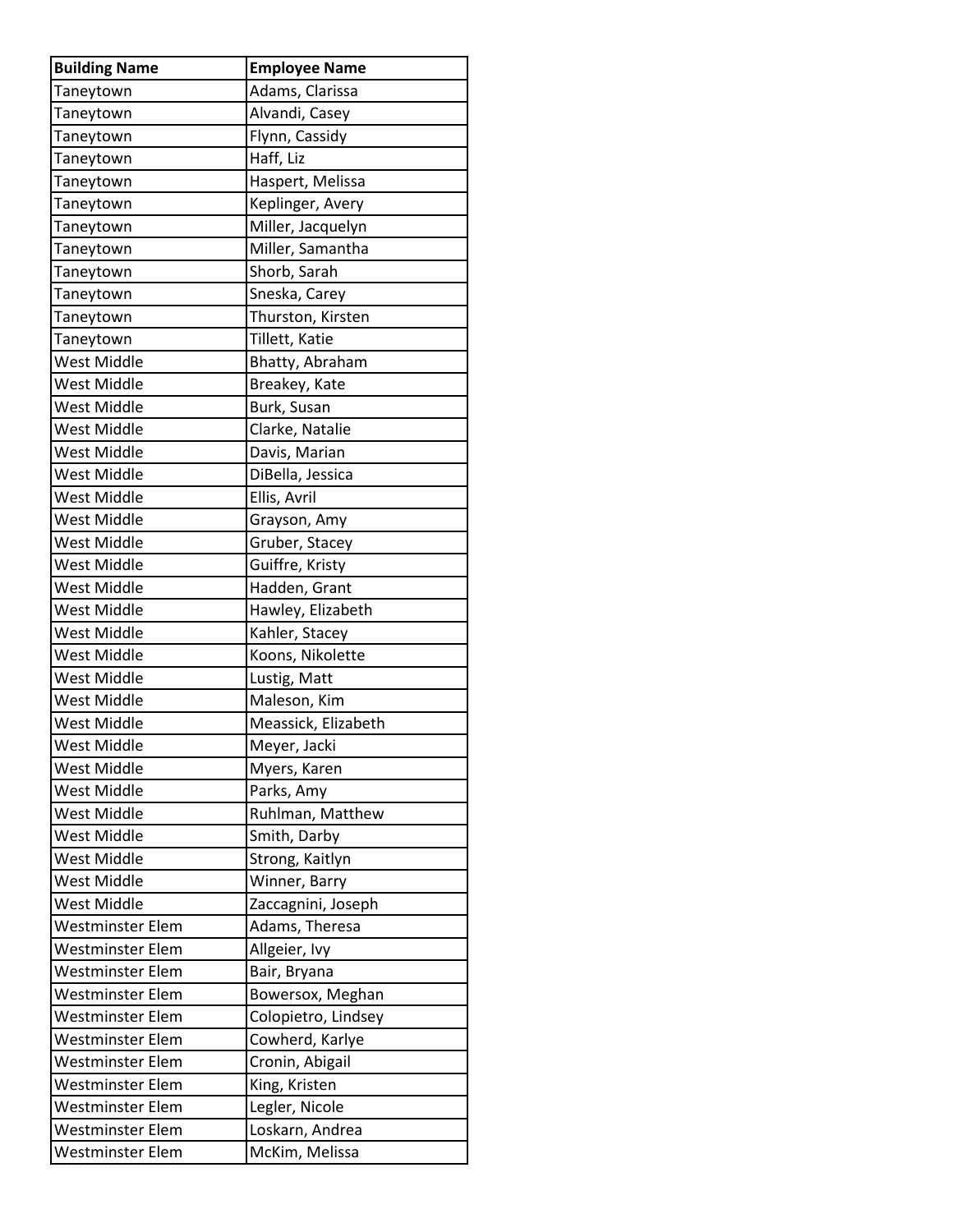| Building Name | Employee Name |
| --- | --- |
| Taneytown | Adams, Clarissa |
| Taneytown | Alvandi, Casey |
| Taneytown | Flynn, Cassidy |
| Taneytown | Haff, Liz |
| Taneytown | Haspert, Melissa |
| Taneytown | Keplinger, Avery |
| Taneytown | Miller, Jacquelyn |
| Taneytown | Miller, Samantha |
| Taneytown | Shorb, Sarah |
| Taneytown | Sneska, Carey |
| Taneytown | Thurston, Kirsten |
| Taneytown | Tillett, Katie |
| West Middle | Bhatty, Abraham |
| West Middle | Breakey, Kate |
| West Middle | Burk, Susan |
| West Middle | Clarke, Natalie |
| West Middle | Davis, Marian |
| West Middle | DiBella, Jessica |
| West Middle | Ellis, Avril |
| West Middle | Grayson, Amy |
| West Middle | Gruber, Stacey |
| West Middle | Guiffre, Kristy |
| West Middle | Hadden, Grant |
| West Middle | Hawley, Elizabeth |
| West Middle | Kahler, Stacey |
| West Middle | Koons, Nikolette |
| West Middle | Lustig, Matt |
| West Middle | Maleson, Kim |
| West Middle | Meassick, Elizabeth |
| West Middle | Meyer, Jacki |
| West Middle | Myers, Karen |
| West Middle | Parks, Amy |
| West Middle | Ruhlman, Matthew |
| West Middle | Smith, Darby |
| West Middle | Strong, Kaitlyn |
| West Middle | Winner, Barry |
| West Middle | Zaccagnini, Joseph |
| Westminster Elem | Adams, Theresa |
| Westminster Elem | Allgeier, Ivy |
| Westminster Elem | Bair, Bryana |
| Westminster Elem | Bowersox, Meghan |
| Westminster Elem | Colopietro, Lindsey |
| Westminster Elem | Cowherd, Karlye |
| Westminster Elem | Cronin, Abigail |
| Westminster Elem | King, Kristen |
| Westminster Elem | Legler, Nicole |
| Westminster Elem | Loskarn, Andrea |
| Westminster Elem | McKim, Melissa |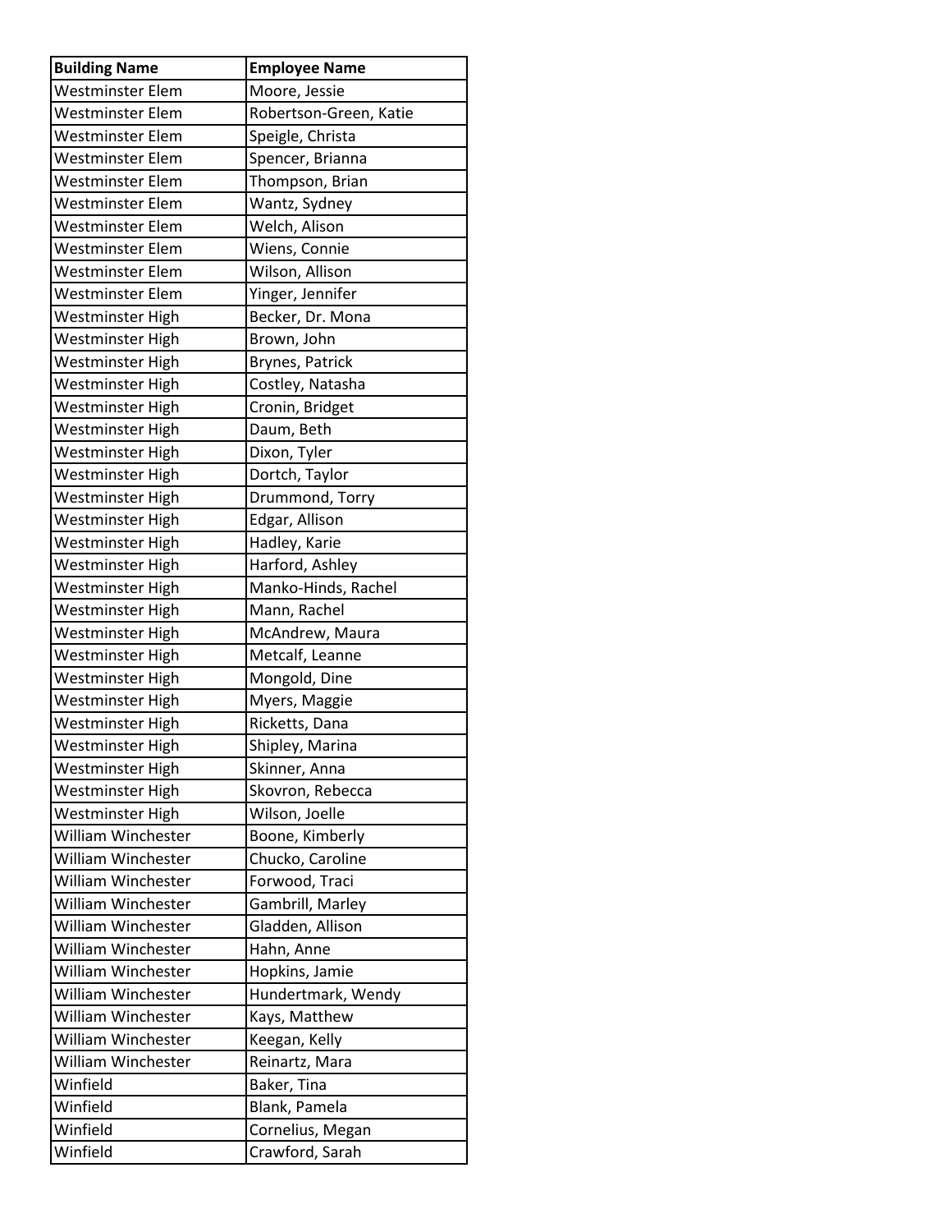| Building Name | Employee Name |
| --- | --- |
| Westminster Elem | Moore, Jessie |
| Westminster Elem | Robertson-Green, Katie |
| Westminster Elem | Speigle, Christa |
| Westminster Elem | Spencer, Brianna |
| Westminster Elem | Thompson, Brian |
| Westminster Elem | Wantz, Sydney |
| Westminster Elem | Welch, Alison |
| Westminster Elem | Wiens, Connie |
| Westminster Elem | Wilson, Allison |
| Westminster Elem | Yinger, Jennifer |
| Westminster High | Becker, Dr. Mona |
| Westminster High | Brown, John |
| Westminster High | Brynes, Patrick |
| Westminster High | Costley, Natasha |
| Westminster High | Cronin, Bridget |
| Westminster High | Daum, Beth |
| Westminster High | Dixon, Tyler |
| Westminster High | Dortch, Taylor |
| Westminster High | Drummond, Torry |
| Westminster High | Edgar, Allison |
| Westminster High | Hadley, Karie |
| Westminster High | Harford, Ashley |
| Westminster High | Manko-Hinds, Rachel |
| Westminster High | Mann, Rachel |
| Westminster High | McAndrew, Maura |
| Westminster High | Metcalf, Leanne |
| Westminster High | Mongold, Dine |
| Westminster High | Myers, Maggie |
| Westminster High | Ricketts, Dana |
| Westminster High | Shipley, Marina |
| Westminster High | Skinner, Anna |
| Westminster High | Skovron, Rebecca |
| Westminster High | Wilson, Joelle |
| William Winchester | Boone, Kimberly |
| William Winchester | Chucko, Caroline |
| William Winchester | Forwood, Traci |
| William Winchester | Gambrill, Marley |
| William Winchester | Gladden, Allison |
| William Winchester | Hahn, Anne |
| William Winchester | Hopkins, Jamie |
| William Winchester | Hundertmark, Wendy |
| William Winchester | Kays, Matthew |
| William Winchester | Keegan, Kelly |
| William Winchester | Reinartz, Mara |
| Winfield | Baker, Tina |
| Winfield | Blank, Pamela |
| Winfield | Cornelius, Megan |
| Winfield | Crawford, Sarah |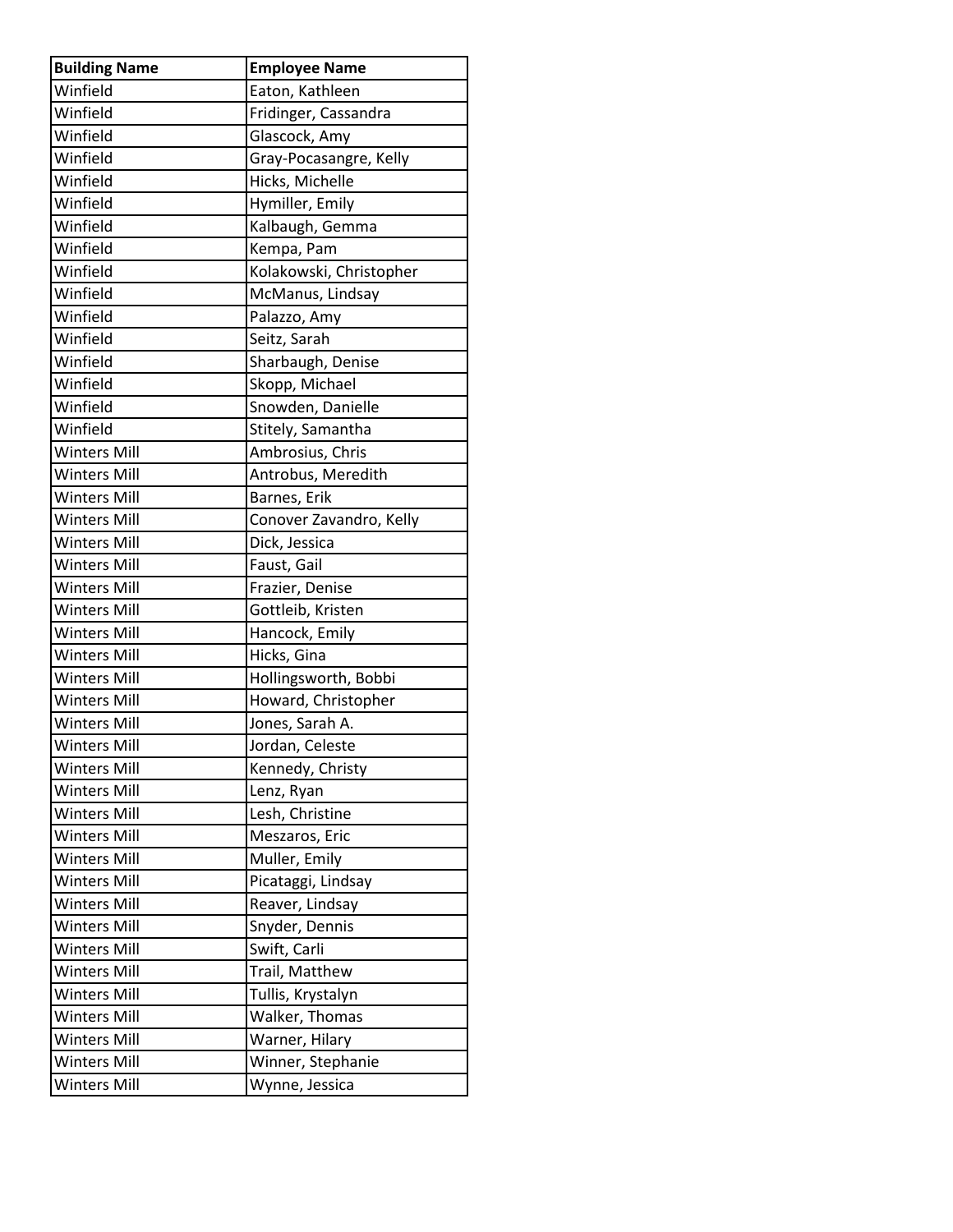| Building Name | Employee Name |
| --- | --- |
| Winfield | Eaton, Kathleen |
| Winfield | Fridinger, Cassandra |
| Winfield | Glascock, Amy |
| Winfield | Gray-Pocasangre, Kelly |
| Winfield | Hicks, Michelle |
| Winfield | Hymiller, Emily |
| Winfield | Kalbaugh, Gemma |
| Winfield | Kempa, Pam |
| Winfield | Kolakowski, Christopher |
| Winfield | McManus, Lindsay |
| Winfield | Palazzo, Amy |
| Winfield | Seitz, Sarah |
| Winfield | Sharbaugh, Denise |
| Winfield | Skopp, Michael |
| Winfield | Snowden, Danielle |
| Winfield | Stitely, Samantha |
| Winters Mill | Ambrosius, Chris |
| Winters Mill | Antrobus, Meredith |
| Winters Mill | Barnes, Erik |
| Winters Mill | Conover Zavandro, Kelly |
| Winters Mill | Dick, Jessica |
| Winters Mill | Faust, Gail |
| Winters Mill | Frazier, Denise |
| Winters Mill | Gottleib, Kristen |
| Winters Mill | Hancock, Emily |
| Winters Mill | Hicks, Gina |
| Winters Mill | Hollingsworth, Bobbi |
| Winters Mill | Howard, Christopher |
| Winters Mill | Jones, Sarah A. |
| Winters Mill | Jordan, Celeste |
| Winters Mill | Kennedy, Christy |
| Winters Mill | Lenz, Ryan |
| Winters Mill | Lesh, Christine |
| Winters Mill | Meszaros, Eric |
| Winters Mill | Muller, Emily |
| Winters Mill | Picataggi, Lindsay |
| Winters Mill | Reaver, Lindsay |
| Winters Mill | Snyder, Dennis |
| Winters Mill | Swift, Carli |
| Winters Mill | Trail, Matthew |
| Winters Mill | Tullis, Krystalyn |
| Winters Mill | Walker, Thomas |
| Winters Mill | Warner, Hilary |
| Winters Mill | Winner, Stephanie |
| Winters Mill | Wynne, Jessica |